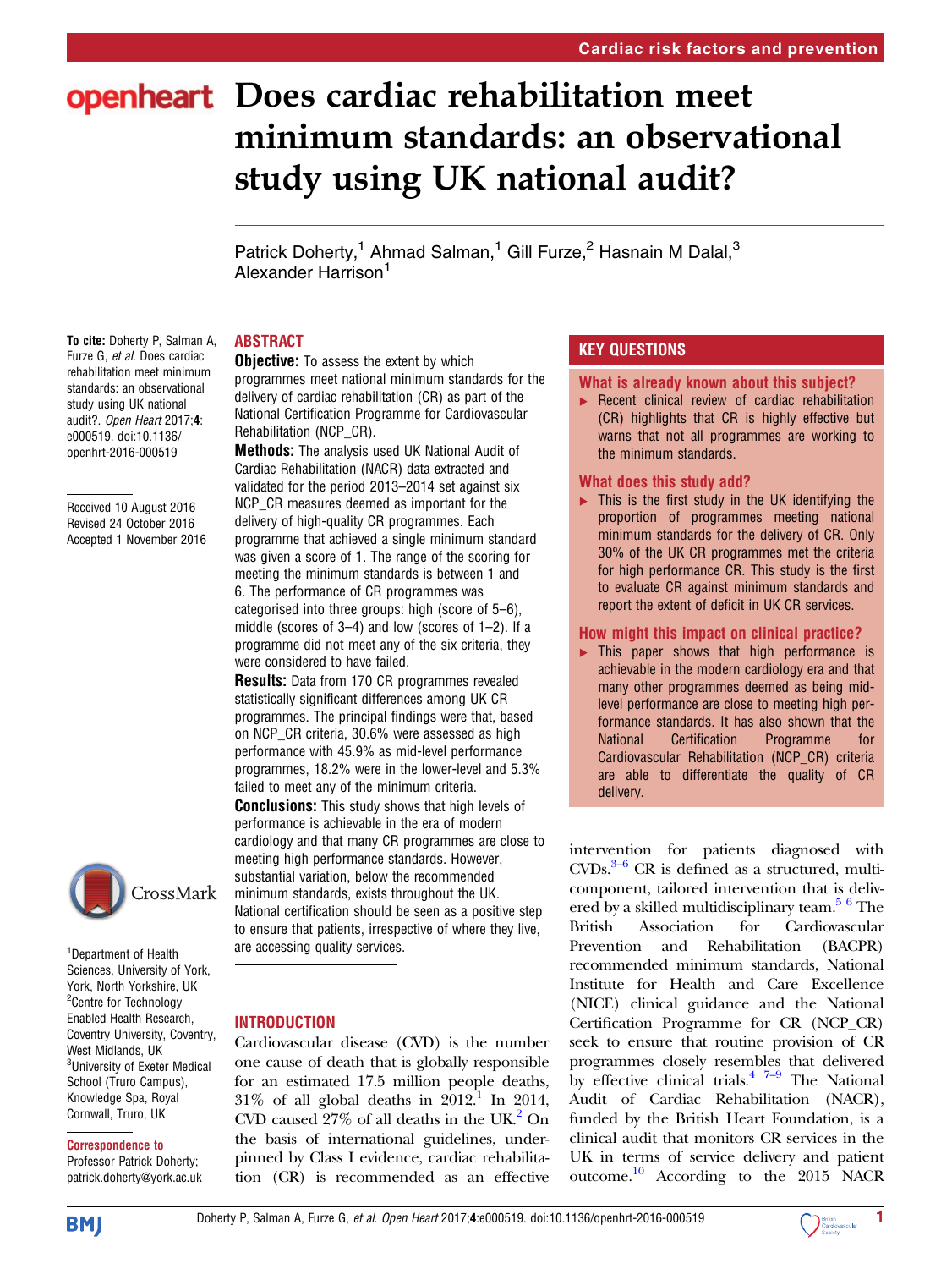# Does cardiac rehabilitation meet minimum standards: an observational study using UK national audit?

Patrick Doherty,[1] Ahmad Salman,[1] Gill Furze,[2] Hasnain M Dalal,[3] Alexander Harrison[1]

To cite: Doherty P, Salman A, Furze G, *et al*. Does cardiac rehabilitation meet minimum standards: an observational study using UK national audit?. *Open Heart* 2017;**4**: e000519. doi:10.1136/openhrt-2016-000519

Received 10 August 2016
Revised 24 October 2016
Accepted 1 November 2016

[1]Department of Health Sciences, University of York, York, North Yorkshire, UK
[2]Centre for Technology Enabled Health Research, Coventry University, Coventry, West Midlands, UK
[3]University of Exeter Medical School (Truro Campus), Knowledge Spa, Royal Cornwall, Truro, UK

**Correspondence to**
Professor Patrick Doherty; patrick.doherty@york.ac.uk

## ABSTRACT

**Objective:** To assess the extent by which programmes meet national minimum standards for the delivery of cardiac rehabilitation (CR) as part of the National Certification Programme for Cardiovascular Rehabilitation (NCP_CR).

**Methods:** The analysis used UK National Audit of Cardiac Rehabilitation (NACR) data extracted and validated for the period 2013–2014 set against six NCP_CR measures deemed as important for the delivery of high-quality CR programmes. Each programme that achieved a single minimum standard was given a score of 1. The range of the scoring for meeting the minimum standards is between 1 and 6. The performance of CR programmes was categorised into three groups: high (score of 5–6), middle (scores of 3–4) and low (scores of 1–2). If a programme did not meet any of the six criteria, they were considered to have failed.

**Results:** Data from 170 CR programmes revealed statistically significant differences among UK CR programmes. The principal findings were that, based on NCP_CR criteria, 30.6% were assessed as high performance with 45.9% as mid-level performance programmes, 18.2% were in the lower-level and 5.3% failed to meet any of the minimum criteria.

**Conclusions:** This study shows that high levels of performance is achievable in the era of modern cardiology and that many CR programmes are close to meeting high performance standards. However, substantial variation, below the recommended minimum standards, exists throughout the UK. National certification should be seen as a positive step to ensure that patients, irrespective of where they live, are accessing quality services.

## KEY QUESTIONS

### What is already known about this subject?

- Recent clinical review of cardiac rehabilitation (CR) highlights that CR is highly effective but warns that not all programmes are working to the minimum standards.

### What does this study add?

- This is the first study in the UK identifying the proportion of programmes meeting national minimum standards for the delivery of CR. Only 30% of the UK CR programmes met the criteria for high performance CR. This study is the first to evaluate CR against minimum standards and report the extent of deficit in UK CR services.

### How might this impact on clinical practice?

- This paper shows that high performance is achievable in the modern cardiology era and that many other programmes deemed as being mid-level performance are close to meeting high performance standards. It has also shown that the National Certification Programme for Cardiovascular Rehabilitation (NCP_CR) criteria are able to differentiate the quality of CR delivery.

## INTRODUCTION

Cardiovascular disease (CVD) is the number one cause of death that is globally responsible for an estimated 17.5 million people deaths, 31% of all global deaths in 2012.[1] In 2014, CVD caused 27% of all deaths in the UK.[2] On the basis of international guidelines, underpinned by Class I evidence, cardiac rehabilitation (CR) is recommended as an effective intervention for patients diagnosed with CVDs.[3–6] CR is defined as a structured, multicomponent, tailored intervention that is delivered by a skilled multidisciplinary team.[5 6] The British Association for Cardiovascular Prevention and Rehabilitation (BACPR) recommended minimum standards, National Institute for Health and Care Excellence (NICE) clinical guidance and the National Certification Programme for CR (NCP_CR) seek to ensure that routine provision of CR programmes closely resembles that delivered by effective clinical trials.[4 7–9] The National Audit of Cardiac Rehabilitation (NACR), funded by the British Heart Foundation, is a clinical audit that monitors CR services in the UK in terms of service delivery and patient outcome.[10] According to the 2015 NACR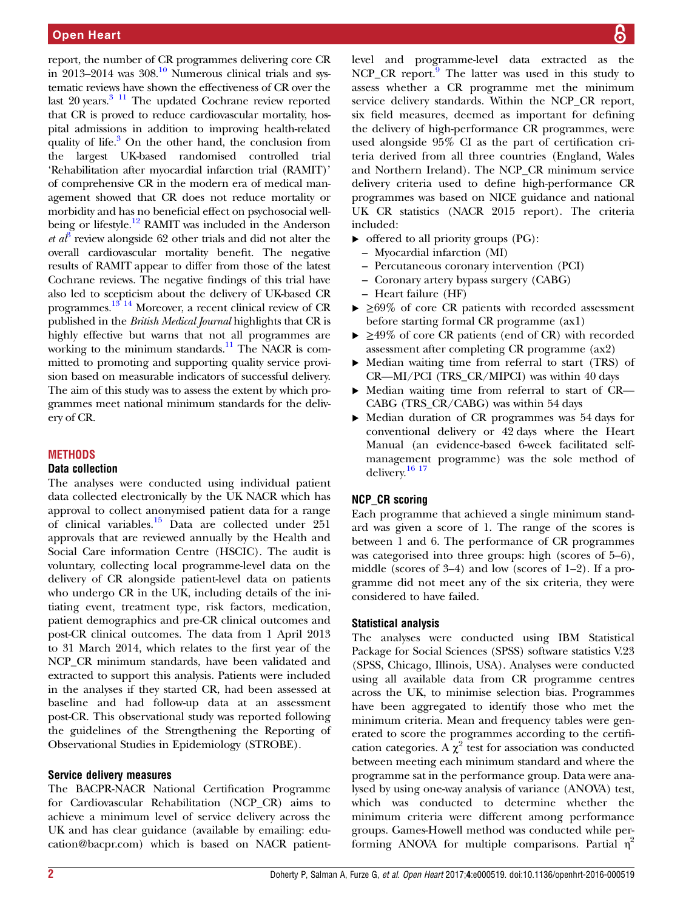report, the number of CR programmes delivering core CR in 2013–2014 was 308.[10] Numerous clinical trials and systematic reviews have shown the effectiveness of CR over the last 20 years.[3 11] The updated Cochrane review reported that CR is proved to reduce cardiovascular mortality, hospital admissions in addition to improving health-related quality of life.[3] On the other hand, the conclusion from the largest UK-based randomised controlled trial 'Rehabilitation after myocardial infarction trial (RAMIT)' of comprehensive CR in the modern era of medical management showed that CR does not reduce mortality or morbidity and has no beneficial effect on psychosocial well-being or lifestyle.[12] RAMIT was included in the Anderson *et al*[3] review alongside 62 other trials and did not alter the overall cardiovascular mortality benefit. The negative results of RAMIT appear to differ from those of the latest Cochrane reviews. The negative findings of this trial have also led to scepticism about the delivery of UK-based CR programmes.[13 14] Moreover, a recent clinical review of CR published in the *British Medical Journal* highlights that CR is highly effective but warns that not all programmes are working to the minimum standards.[11] The NACR is committed to promoting and supporting quality service provision based on measurable indicators of successful delivery. The aim of this study was to assess the extent by which programmes meet national minimum standards for the delivery of CR.

## METHODS

### Data collection

The analyses were conducted using individual patient data collected electronically by the UK NACR which has approval to collect anonymised patient data for a range of clinical variables.[15] Data are collected under 251 approvals that are reviewed annually by the Health and Social Care information Centre (HSCIC). The audit is voluntary, collecting local programme-level data on the delivery of CR alongside patient-level data on patients who undergo CR in the UK, including details of the initiating event, treatment type, risk factors, medication, patient demographics and pre-CR clinical outcomes and post-CR clinical outcomes. The data from 1 April 2013 to 31 March 2014, which relates to the first year of the NCP_CR minimum standards, have been validated and extracted to support this analysis. Patients were included in the analyses if they started CR, had been assessed at baseline and had follow-up data at an assessment post-CR. This observational study was reported following the guidelines of the Strengthening the Reporting of Observational Studies in Epidemiology (STROBE).

### Service delivery measures

The BACPR-NACR National Certification Programme for Cardiovascular Rehabilitation (NCP_CR) aims to achieve a minimum level of service delivery across the UK and has clear guidance (available by emailing: education@bacpr.com) which is based on NACR patient-level and programme-level data extracted as the NCP_CR report.[9] The latter was used in this study to assess whether a CR programme met the minimum service delivery standards. Within the NCP_CR report, six field measures, deemed as important for defining the delivery of high-performance CR programmes, were used alongside 95% CI as the part of certification criteria derived from all three countries (England, Wales and Northern Ireland). The NCP_CR minimum service delivery criteria used to define high-performance CR programmes was based on NICE guidance and national UK CR statistics (NACR 2015 report). The criteria included:

- offered to all priority groups (PG):
  - Myocardial infarction (MI)
  - Percutaneous coronary intervention (PCI)
  - Coronary artery bypass surgery (CABG)
  - Heart failure (HF)
- ≥69% of core CR patients with recorded assessment before starting formal CR programme (ax1)
- ≥49% of core CR patients (end of CR) with recorded assessment after completing CR programme (ax2)
- Median waiting time from referral to start (TRS) of CR—MI/PCI (TRS_CR/MIPCI) was within 40 days
- Median waiting time from referral to start of CR—CABG (TRS_CR/CABG) was within 54 days
- Median duration of CR programmes was 54 days for conventional delivery or 42 days where the Heart Manual (an evidence-based 6-week facilitated self-management programme) was the sole method of delivery.[16 17]

### NCP_CR scoring

Each programme that achieved a single minimum standard was given a score of 1. The range of the scores is between 1 and 6. The performance of CR programmes was categorised into three groups: high (scores of 5–6), middle (scores of 3–4) and low (scores of 1–2). If a programme did not meet any of the six criteria, they were considered to have failed.

### Statistical analysis

The analyses were conducted using IBM Statistical Package for Social Sciences (SPSS) software statistics V.23 (SPSS, Chicago, Illinois, USA). Analyses were conducted using all available data from CR programme centres across the UK, to minimise selection bias. Programmes have been aggregated to identify those who met the minimum criteria. Mean and frequency tables were generated to score the programmes according to the certification categories. A $\chi^2$ test for association was conducted between meeting each minimum standard and where the programme sat in the performance group. Data were analysed by using one-way analysis of variance (ANOVA) test, which was conducted to determine whether the minimum criteria were different among performance groups. Games-Howell method was conducted while performing ANOVA for multiple comparisons. Partial $\eta^2$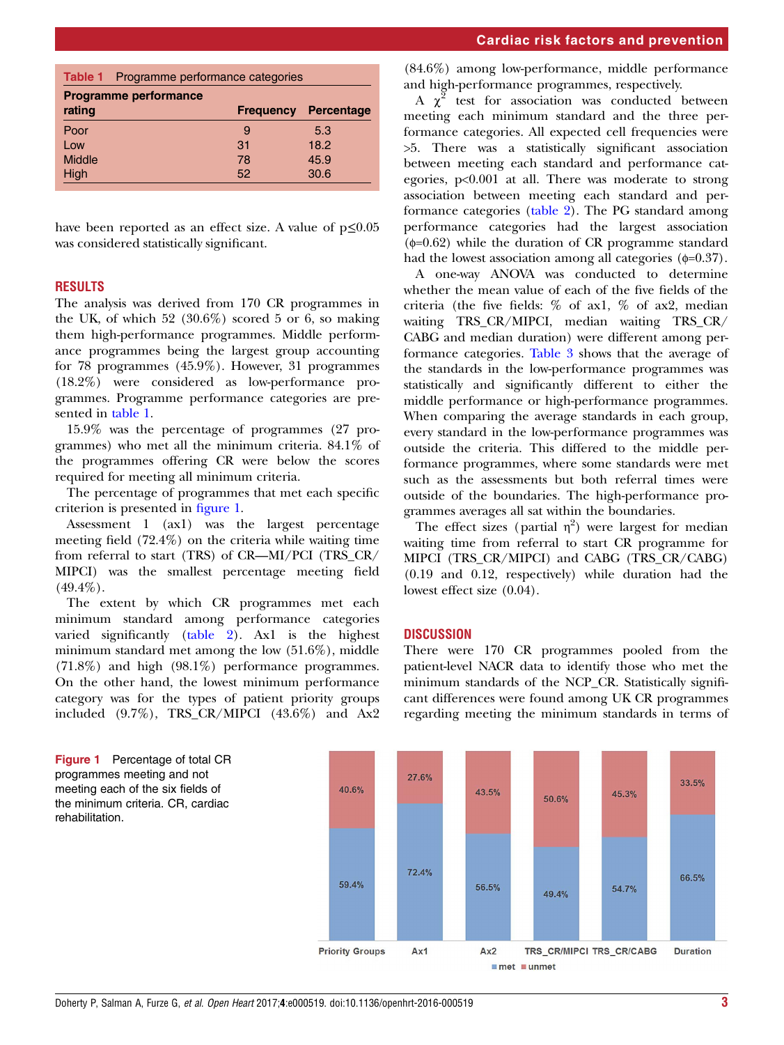**Table 1** Programme performance categories

| Programme performance rating | Frequency | Percentage |
|---|---|---|
| Poor | 9 | 5.3 |
| Low | 31 | 18.2 |
| Middle | 78 | 45.9 |
| High | 52 | 30.6 |

have been reported as an effect size. A value of p≤0.05 was considered statistically significant.

## RESULTS

The analysis was derived from 170 CR programmes in the UK, of which 52 (30.6%) scored 5 or 6, so making them high-performance programmes. Middle performance programmes being the largest group accounting for 78 programmes (45.9%). However, 31 programmes (18.2%) were considered as low-performance programmes. Programme performance categories are presented in table 1.

15.9% was the percentage of programmes (27 programmes) who met all the minimum criteria. 84.1% of the programmes offering CR were below the scores required for meeting all minimum criteria.

The percentage of programmes that met each specific criterion is presented in figure 1.

Assessment 1 (ax1) was the largest percentage meeting field (72.4%) on the criteria while waiting time from referral to start (TRS) of CR—MI/PCI (TRS_CR/MIPCI) was the smallest percentage meeting field (49.4%).

The extent by which CR programmes met each minimum standard among performance categories varied significantly (table 2). Ax1 is the highest minimum standard met among the low (51.6%), middle (71.8%) and high (98.1%) performance programmes. On the other hand, the lowest minimum performance category was for the types of patient priority groups included (9.7%), TRS_CR/MIPCI (43.6%) and Ax2 (84.6%) among low-performance, middle performance and high-performance programmes, respectively.

A $\chi^2$ test for association was conducted between meeting each minimum standard and the three performance categories. All expected cell frequencies were >5. There was a statistically significant association between meeting each standard and performance categories, p<0.001 at all. There was moderate to strong association between meeting each standard and performance categories (table 2). The PG standard among performance categories had the largest association ($\phi$=0.62) while the duration of CR programme standard had the lowest association among all categories ($\phi$=0.37).

A one-way ANOVA was conducted to determine whether the mean value of each of the five fields of the criteria (the five fields: % of ax1, % of ax2, median waiting TRS_CR/MIPCI, median waiting TRS_CR/CABG and median duration) were different among performance categories. Table 3 shows that the average of the standards in the low-performance programmes was statistically and significantly different to either the middle performance or high-performance programmes. When comparing the average standards in each group, every standard in the low-performance programmes was outside the criteria. This differed to the middle performance programmes, where some standards were met such as the assessments but both referral times were outside of the boundaries. The high-performance programmes averages all sat within the boundaries.

The effect sizes (partial $\eta^2$) were largest for median waiting time from referral to start CR programme for MIPCI (TRS_CR/MIPCI) and CABG (TRS_CR/CABG) (0.19 and 0.12, respectively) while duration had the lowest effect size (0.04).

## DISCUSSION

There were 170 CR programmes pooled from the patient-level NACR data to identify those who met the minimum standards of the NCP_CR. Statistically significant differences were found among UK CR programmes regarding meeting the minimum standards in terms of

| | Priority Groups | Ax1 | Ax2 | TRS_CR/MIPCI | TRS_CR/CABG | Duration |
|---|---|---|---|---|---|---|
| met | 59.4% | 72.4% | 56.5% | 49.4% | 54.7% | 66.5% |
| unmet | 40.6% | 27.6% | 43.5% | 50.6% | 45.3% | 33.5% |

**Figure 1** Percentage of total CR programmes meeting and not meeting each of the six fields of the minimum criteria. CR, cardiac rehabilitation.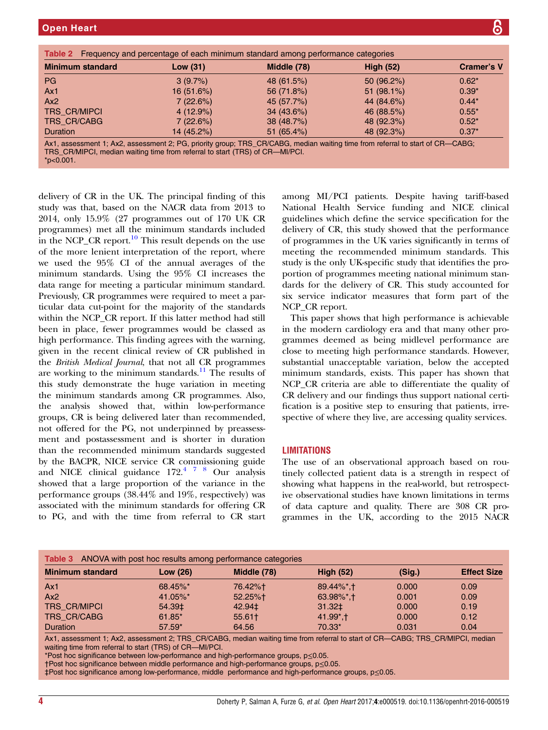Table 2 Frequency and percentage of each minimum standard among performance categories

| Minimum standard | Low (31) | Middle (78) | High (52) | Cramer's V |
|---|---|---|---|---|
| PG | 3 (9.7%) | 48 (61.5%) | 50 (96.2%) | 0.62* |
| Ax1 | 16 (51.6%) | 56 (71.8%) | 51 (98.1%) | 0.39* |
| Ax2 | 7 (22.6%) | 45 (57.7%) | 44 (84.6%) | 0.44* |
| TRS_CR/MIPCI | 4 (12.9%) | 34 (43.6%) | 46 (88.5%) | 0.55* |
| TRS_CR/CABG | 7 (22.6%) | 38 (48.7%) | 48 (92.3%) | 0.52* |
| Duration | 14 (45.2%) | 51 (65.4%) | 48 (92.3%) | 0.37* |

Ax1, assessment 1; Ax2, assessment 2; PG, priority group; TRS_CR/CABG, median waiting time from referral to start of CR—CABG; TRS_CR/MIPCI, median waiting time from referral to start (TRS) of CR—MI/PCI.
*p<0.001.

delivery of CR in the UK. The principal finding of this study was that, based on the NACR data from 2013 to 2014, only 15.9% (27 programmes out of 170 UK CR programmes) met all the minimum standards included in the NCP_CR report.[10] This result depends on the use of the more lenient interpretation of the report, where we used the 95% CI of the annual averages of the minimum standards. Using the 95% CI increases the data range for meeting a particular minimum standard. Previously, CR programmes were required to meet a particular data cut-point for the majority of the standards within the NCP_CR report. If this latter method had still been in place, fewer programmes would be classed as high performance. This finding agrees with the warning, given in the recent clinical review of CR published in the *British Medical Journal*, that not all CR programmes are working to the minimum standards.[11] The results of this study demonstrate the huge variation in meeting the minimum standards among CR programmes. Also, the analysis showed that, within low-performance groups, CR is being delivered later than recommended, not offered for the PG, not underpinned by preassessment and postassessment and is shorter in duration than the recommended minimum standards suggested by the BACPR, NICE service CR commissioning guide and NICE clinical guidance 172.[4 7 8] Our analysis showed that a large proportion of the variance in the performance groups (38.44% and 19%, respectively) was associated with the minimum standards for offering CR to PG, and with the time from referral to CR start among MI/PCI patients. Despite having tariff-based National Health Service funding and NICE clinical guidelines which define the service specification for the delivery of CR, this study showed that the performance of programmes in the UK varies significantly in terms of meeting the recommended minimum standards. This study is the only UK-specific study that identifies the proportion of programmes meeting national minimum standards for the delivery of CR. This study accounted for six service indicator measures that form part of the NCP_CR report.

This paper shows that high performance is achievable in the modern cardiology era and that many other programmes deemed as being midlevel performance are close to meeting high performance standards. However, substantial unacceptable variation, below the accepted minimum standards, exists. This paper has shown that NCP_CR criteria are able to differentiate the quality of CR delivery and our findings thus support national certification is a positive step to ensuring that patients, irrespective of where they live, are accessing quality services.

## LIMITATIONS

The use of an observational approach based on routinely collected patient data is a strength in respect of showing what happens in the real-world, but retrospective observational studies have known limitations in terms of data capture and quality. There are 308 CR programmes in the UK, according to the 2015 NACR

Table 3 ANOVA with post hoc results among performance categories

| Minimum standard | Low (26) | Middle (78) | High (52) | (Sig.) | Effect Size |
|---|---|---|---|---|---|
| Ax1 | 68.45%* | 76.42%† | 89.44%*,† | 0.000 | 0.09 |
| Ax2 | 41.05%* | 52.25%† | 63.98%*,† | 0.001 | 0.09 |
| TRS_CR/MIPCI | 54.39‡ | 42.94‡ | 31.32‡ | 0.000 | 0.19 |
| TRS_CR/CABG | 61.85* | 55.61† | 41.99*,† | 0.000 | 0.12 |
| Duration | 57.59* | 64.56 | 70.33* | 0.031 | 0.04 |

Ax1, assessment 1; Ax2, assessment 2; TRS_CR/CABG, median waiting time from referral to start of CR—CABG; TRS_CR/MIPCI, median waiting time from referral to start (TRS) of CR—MI/PCI.
*Post hoc significance between low-performance and high-performance groups, p≤0.05.
†Post hoc significance between middle performance and high-performance groups, p≤0.05.
‡Post hoc significance among low-performance, middle performance and high-performance groups, p≤0.05.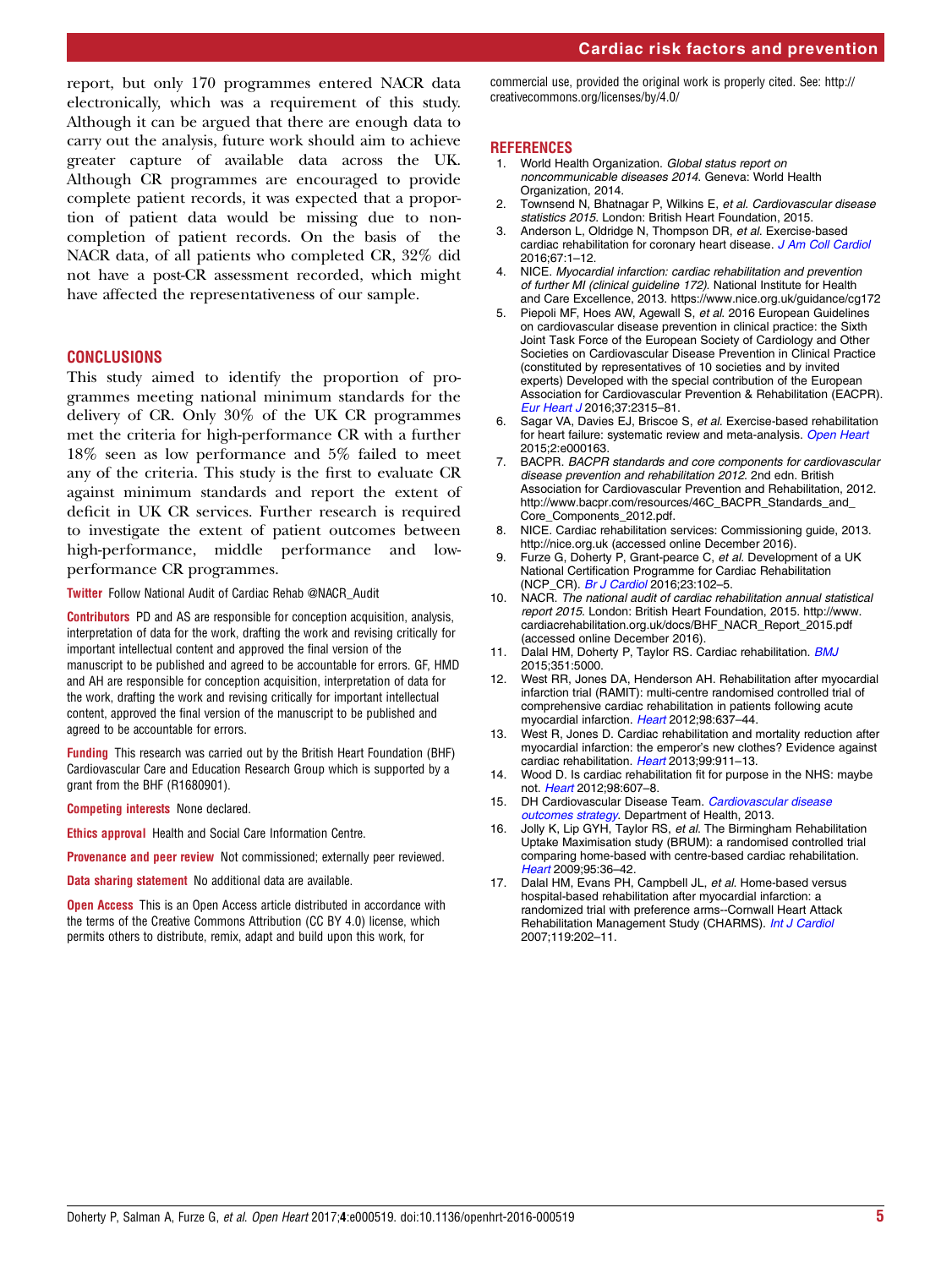report, but only 170 programmes entered NACR data electronically, which was a requirement of this study. Although it can be argued that there are enough data to carry out the analysis, future work should aim to achieve greater capture of available data across the UK. Although CR programmes are encouraged to provide complete patient records, it was expected that a proportion of patient data would be missing due to non-completion of patient records. On the basis of the NACR data, of all patients who completed CR, 32% did not have a post-CR assessment recorded, which might have affected the representativeness of our sample.

## CONCLUSIONS

This study aimed to identify the proportion of programmes meeting national minimum standards for the delivery of CR. Only 30% of the UK CR programmes met the criteria for high-performance CR with a further 18% seen as low performance and 5% failed to meet any of the criteria. This study is the first to evaluate CR against minimum standards and report the extent of deficit in UK CR services. Further research is required to investigate the extent of patient outcomes between high-performance, middle performance and low-performance CR programmes.

**Twitter** Follow National Audit of Cardiac Rehab @NACR_Audit

**Contributors** PD and AS are responsible for conception acquisition, analysis, interpretation of data for the work, drafting the work and revising critically for important intellectual content and approved the final version of the manuscript to be published and agreed to be accountable for errors. GF, HMD and AH are responsible for conception acquisition, interpretation of data for the work, drafting the work and revising critically for important intellectual content, approved the final version of the manuscript to be published and agreed to be accountable for errors.

**Funding** This research was carried out by the British Heart Foundation (BHF) Cardiovascular Care and Education Research Group which is supported by a grant from the BHF (R1680901).

**Competing interests** None declared.

**Ethics approval** Health and Social Care Information Centre.

**Provenance and peer review** Not commissioned; externally peer reviewed.

**Data sharing statement** No additional data are available.

**Open Access** This is an Open Access article distributed in accordance with the terms of the Creative Commons Attribution (CC BY 4.0) license, which permits others to distribute, remix, adapt and build upon this work, for commercial use, provided the original work is properly cited. See: http://creativecommons.org/licenses/by/4.0/

## REFERENCES

1. World Health Organization. *Global status report on noncommunicable diseases 2014*. Geneva: World Health Organization, 2014.
2. Townsend N, Bhatnagar P, Wilkins E, *et al*. *Cardiovascular disease statistics 2015*. London: British Heart Foundation, 2015.
3. Anderson L, Oldridge N, Thompson DR, *et al*. Exercise-based cardiac rehabilitation for coronary heart disease. *J Am Coll Cardiol* 2016;67:1–12.
4. NICE. *Myocardial infarction: cardiac rehabilitation and prevention of further MI (clinical guideline 172)*. National Institute for Health and Care Excellence, 2013. https://www.nice.org.uk/guidance/cg172
5. Piepoli MF, Hoes AW, Agewall S, *et al*. 2016 European Guidelines on cardiovascular disease prevention in clinical practice: the Sixth Joint Task Force of the European Society of Cardiology and Other Societies on Cardiovascular Disease Prevention in Clinical Practice (constituted by representatives of 10 societies and by invited experts) Developed with the special contribution of the European Association for Cardiovascular Prevention & Rehabilitation (EACPR). *Eur Heart J* 2016;37:2315–81.
6. Sagar VA, Davies EJ, Briscoe S, *et al*. Exercise-based rehabilitation for heart failure: systematic review and meta-analysis. *Open Heart* 2015;2:e000163.
7. BACPR. *BACPR standards and core components for cardiovascular disease prevention and rehabilitation 2012*. 2nd edn. British Association for Cardiovascular Prevention and Rehabilitation, 2012. http://www.bacpr.com/resources/46C_BACPR_Standards_and_Core_Components_2012.pdf.
8. NICE. Cardiac rehabilitation services: Commissioning guide, 2013. http://nice.org.uk (accessed online December 2016).
9. Furze G, Doherty P, Grant-pearce C, *et al*. Development of a UK National Certification Programme for Cardiac Rehabilitation (NCP_CR). *Br J Cardiol* 2016;23:102–5.
10. NACR. *The national audit of cardiac rehabilitation annual statistical report 2015*. London: British Heart Foundation, 2015. http://www.cardiacrehabilitation.org.uk/docs/BHF_NACR_Report_2015.pdf (accessed online December 2016).
11. Dalal HM, Doherty P, Taylor RS. Cardiac rehabilitation. *BMJ* 2015;351:5000.
12. West RR, Jones DA, Henderson AH. Rehabilitation after myocardial infarction trial (RAMIT): multi-centre randomised controlled trial of comprehensive cardiac rehabilitation in patients following acute myocardial infarction. *Heart* 2012;98:637–44.
13. West R, Jones D. Cardiac rehabilitation and mortality reduction after myocardial infarction: the emperor's new clothes? Evidence against cardiac rehabilitation. *Heart* 2013;99:911–13.
14. Wood D. Is cardiac rehabilitation fit for purpose in the NHS: maybe not. *Heart* 2012;98:607–8.
15. DH Cardiovascular Disease Team. *Cardiovascular disease outcomes strategy*. Department of Health, 2013.
16. Jolly K, Lip GYH, Taylor RS, *et al*. The Birmingham Rehabilitation Uptake Maximisation study (BRUM): a randomised controlled trial comparing home-based with centre-based cardiac rehabilitation. *Heart* 2009;95:36–42.
17. Dalal HM, Evans PH, Campbell JL, *et al*. Home-based versus hospital-based rehabilitation after myocardial infarction: a randomized trial with preference arms--Cornwall Heart Attack Rehabilitation Management Study (CHARMS). *Int J Cardiol* 2007;119:202–11.